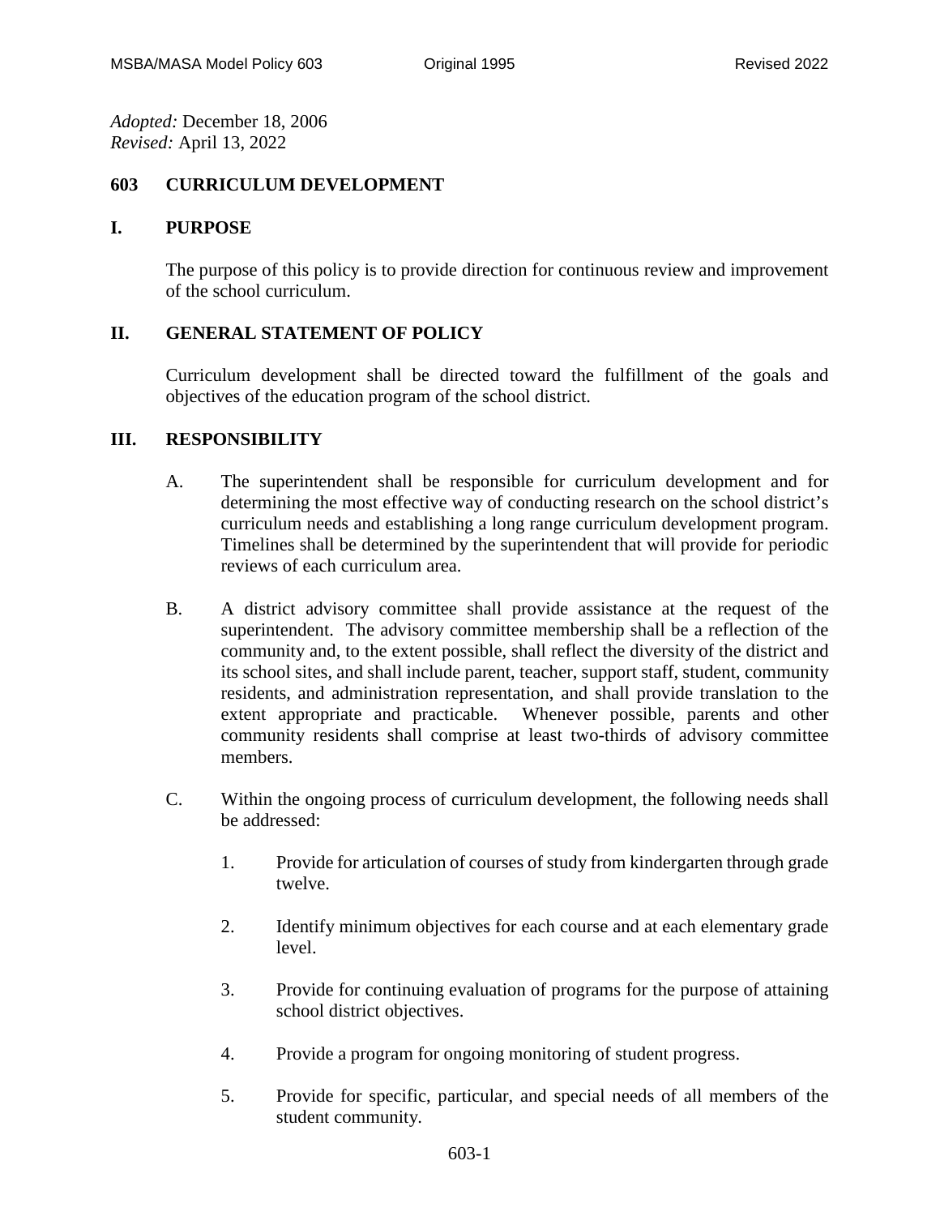*Adopted:* December 18, 2006
*Revised:* April 13, 2022

# 603 CURRICULUM DEVELOPMENT

## I. PURPOSE

The purpose of this policy is to provide direction for continuous review and improvement of the school curriculum.

## II. GENERAL STATEMENT OF POLICY

Curriculum development shall be directed toward the fulfillment of the goals and objectives of the education program of the school district.

## III. RESPONSIBILITY

A. The superintendent shall be responsible for curriculum development and for determining the most effective way of conducting research on the school district's curriculum needs and establishing a long range curriculum development program. Timelines shall be determined by the superintendent that will provide for periodic reviews of each curriculum area.

B. A district advisory committee shall provide assistance at the request of the superintendent. The advisory committee membership shall be a reflection of the community and, to the extent possible, shall reflect the diversity of the district and its school sites, and shall include parent, teacher, support staff, student, community residents, and administration representation, and shall provide translation to the extent appropriate and practicable. Whenever possible, parents and other community residents shall comprise at least two-thirds of advisory committee members.

C. Within the ongoing process of curriculum development, the following needs shall be addressed:

1. Provide for articulation of courses of study from kindergarten through grade twelve.

2. Identify minimum objectives for each course and at each elementary grade level.

3. Provide for continuing evaluation of programs for the purpose of attaining school district objectives.

4. Provide a program for ongoing monitoring of student progress.

5. Provide for specific, particular, and special needs of all members of the student community.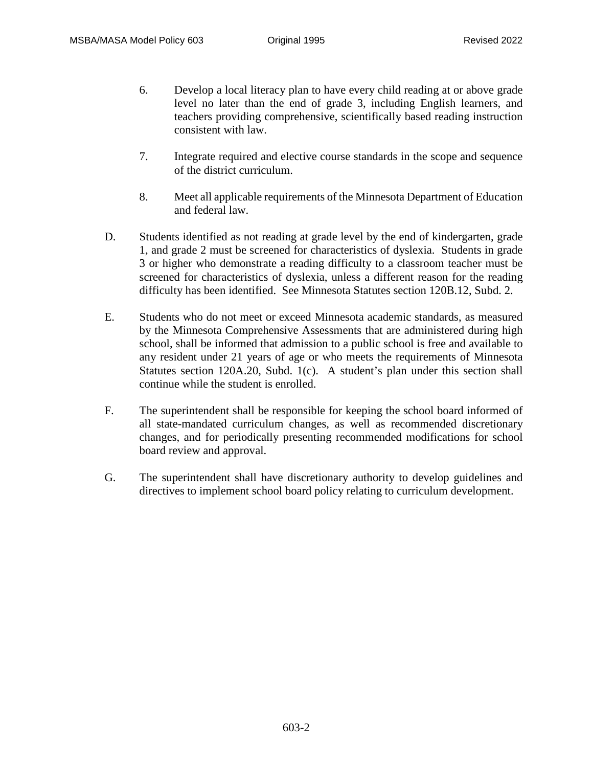6. Develop a local literacy plan to have every child reading at or above grade level no later than the end of grade 3, including English learners, and teachers providing comprehensive, scientifically based reading instruction consistent with law.

7. Integrate required and elective course standards in the scope and sequence of the district curriculum.

8. Meet all applicable requirements of the Minnesota Department of Education and federal law.

D. Students identified as not reading at grade level by the end of kindergarten, grade 1, and grade 2 must be screened for characteristics of dyslexia. Students in grade 3 or higher who demonstrate a reading difficulty to a classroom teacher must be screened for characteristics of dyslexia, unless a different reason for the reading difficulty has been identified. See Minnesota Statutes section 120B.12, Subd. 2.

E. Students who do not meet or exceed Minnesota academic standards, as measured by the Minnesota Comprehensive Assessments that are administered during high school, shall be informed that admission to a public school is free and available to any resident under 21 years of age or who meets the requirements of Minnesota Statutes section 120A.20, Subd. 1(c). A student's plan under this section shall continue while the student is enrolled.

F. The superintendent shall be responsible for keeping the school board informed of all state-mandated curriculum changes, as well as recommended discretionary changes, and for periodically presenting recommended modifications for school board review and approval.

G. The superintendent shall have discretionary authority to develop guidelines and directives to implement school board policy relating to curriculum development.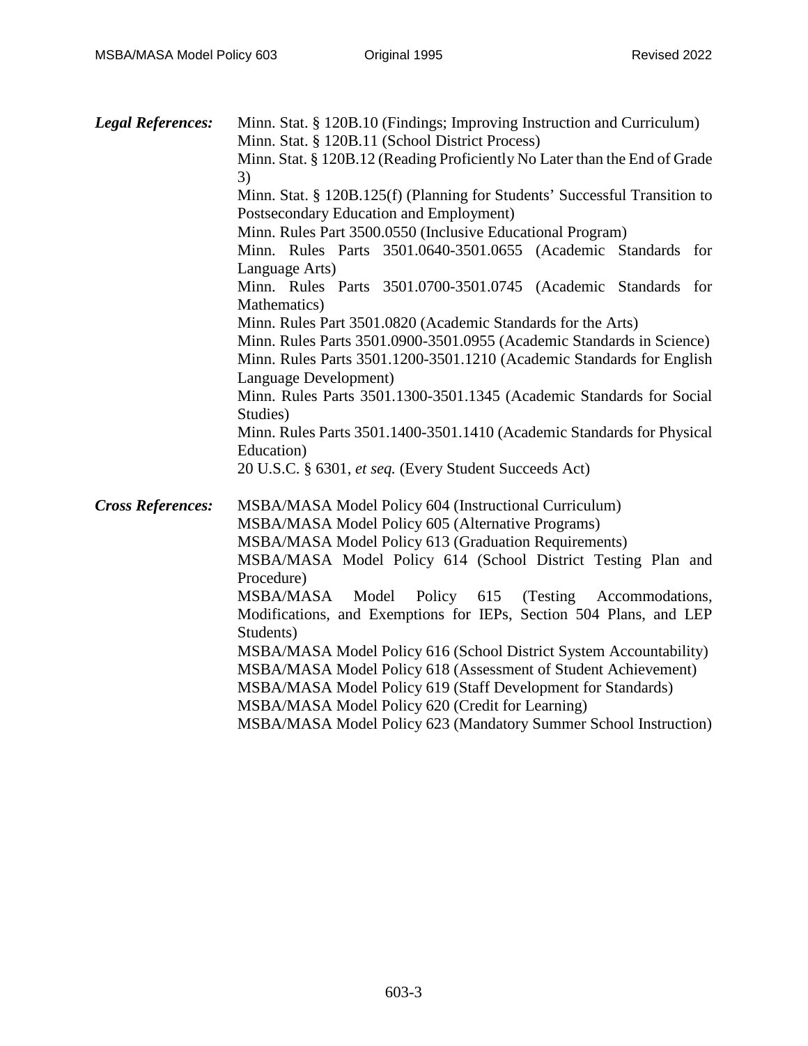***Legal References:***

Minn. Stat. § 120B.10 (Findings; Improving Instruction and Curriculum)
Minn. Stat. § 120B.11 (School District Process)
Minn. Stat. § 120B.12 (Reading Proficiently No Later than the End of Grade 3)
Minn. Stat. § 120B.125(f) (Planning for Students' Successful Transition to Postsecondary Education and Employment)
Minn. Rules Part 3500.0550 (Inclusive Educational Program)
Minn. Rules Parts 3501.0640-3501.0655 (Academic Standards for Language Arts)
Minn. Rules Parts 3501.0700-3501.0745 (Academic Standards for Mathematics)
Minn. Rules Part 3501.0820 (Academic Standards for the Arts)
Minn. Rules Parts 3501.0900-3501.0955 (Academic Standards in Science)
Minn. Rules Parts 3501.1200-3501.1210 (Academic Standards for English Language Development)
Minn. Rules Parts 3501.1300-3501.1345 (Academic Standards for Social Studies)
Minn. Rules Parts 3501.1400-3501.1410 (Academic Standards for Physical Education)
20 U.S.C. § 6301, *et seq.* (Every Student Succeeds Act)

***Cross References:***

MSBA/MASA Model Policy 604 (Instructional Curriculum)
MSBA/MASA Model Policy 605 (Alternative Programs)
MSBA/MASA Model Policy 613 (Graduation Requirements)
MSBA/MASA Model Policy 614 (School District Testing Plan and Procedure)
MSBA/MASA Model Policy 615 (Testing Accommodations, Modifications, and Exemptions for IEPs, Section 504 Plans, and LEP Students)
MSBA/MASA Model Policy 616 (School District System Accountability)
MSBA/MASA Model Policy 618 (Assessment of Student Achievement)
MSBA/MASA Model Policy 619 (Staff Development for Standards)
MSBA/MASA Model Policy 620 (Credit for Learning)
MSBA/MASA Model Policy 623 (Mandatory Summer School Instruction)